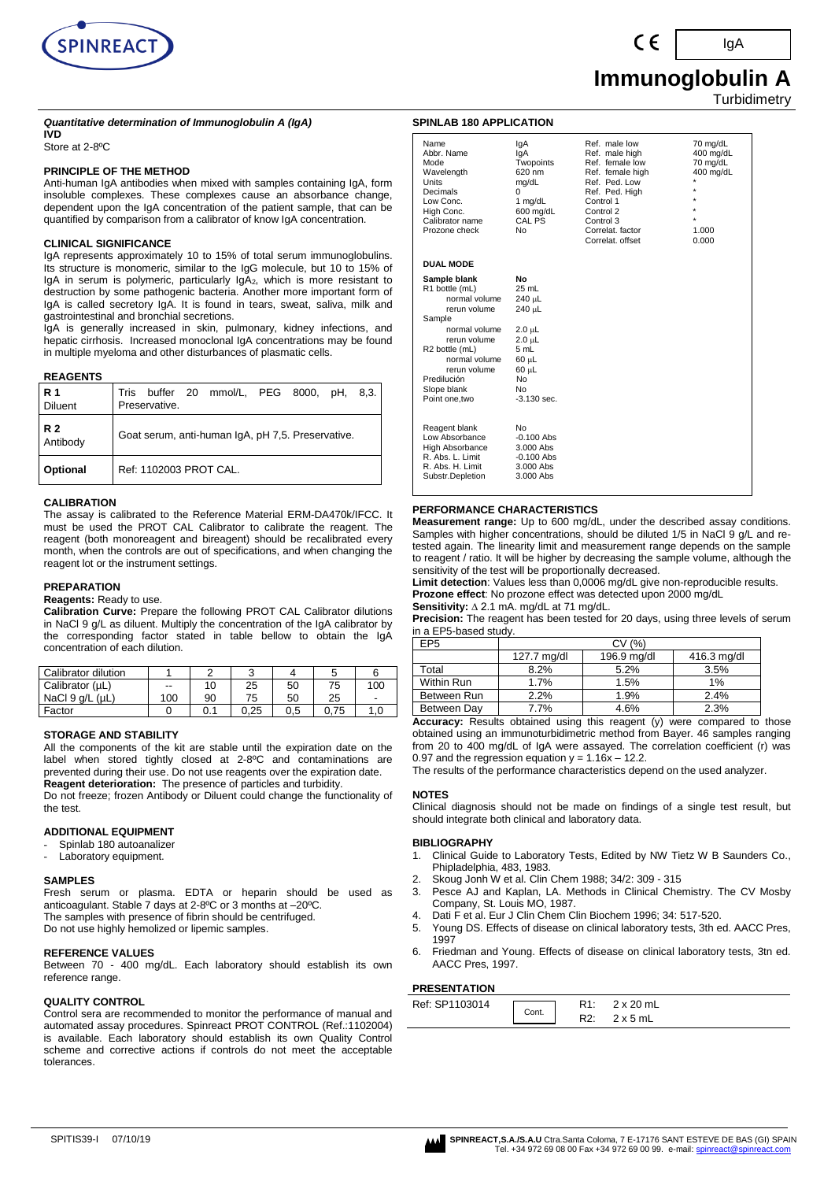# Immunoglobulin A

IgA

Turbidimetry

***Quantitative determination of Immunoglobulin A (IgA)***

**IVD**

Store at 2-8ºC

### PRINCIPLE OF THE METHOD

Anti-human IgA antibodies when mixed with samples containing IgA, form insoluble complexes. These complexes cause an absorbance change, dependent upon the IgA concentration of the patient sample, that can be quantified by comparison from a calibrator of know IgA concentration.

### CLINICAL SIGNIFICANCE

IgA represents approximately 10 to 15% of total serum immunoglobulins. Its structure is monomeric, similar to the IgG molecule, but 10 to 15% of IgA in serum is polymeric, particularly $IgA_2$, which is more resistant to destruction by some pathogenic bacteria. Another more important form of IgA is called secretory IgA. It is found in tears, sweat, saliva, milk and gastrointestinal and bronchial secretions.

IgA is generally increased in skin, pulmonary, kidney infections, and hepatic cirrhosis. Increased monoclonal IgA concentrations may be found in multiple myeloma and other disturbances of plasmatic cells.

### REAGENTS

| | |
|---|---|
| **R 1** Diluent | Tris buffer 20 mmol/L, PEG 8000, pH, 8,3. Preservative. |
| **R 2** Antibody | Goat serum, anti-human IgA, pH 7,5. Preservative. |
| **Optional** | Ref: 1102003 PROT CAL. |

### CALIBRATION

The assay is calibrated to the Reference Material ERM-DA470k/IFCC. It must be used the PROT CAL Calibrator to calibrate the reagent. The reagent (both monoreagent and bireagent) should be recalibrated every month, when the controls are out of specifications, and when changing the reagent lot or the instrument settings.

### PREPARATION

**Reagents:** Ready to use.

**Calibration Curve:** Prepare the following PROT CAL Calibrator dilutions in NaCl 9 g/L as diluent. Multiply the concentration of the IgA calibrator by the corresponding factor stated in table bellow to obtain the IgA concentration of each dilution.

| Calibrator dilution | 1 | 2 | 3 | 4 | 5 | 6 |
|---|---|---|---|---|---|---|
| Calibrator (µL) | -- | 10 | 25 | 50 | 75 | 100 |
| NaCl 9 g/L (µL) | 100 | 90 | 75 | 50 | 25 | - |
| Factor | 0 | 0.1 | 0,25 | 0,5 | 0,75 | 1,0 |

### STORAGE AND STABILITY

All the components of the kit are stable until the expiration date on the label when stored tightly closed at 2-8ºC and contaminations are prevented during their use. Do not use reagents over the expiration date.

**Reagent deterioration:** The presence of particles and turbidity.

Do not freeze; frozen Antibody or Diluent could change the functionality of the test.

### ADDITIONAL EQUIPMENT

- Spinlab 180 autoanalizer
- Laboratory equipment.

### SAMPLES

Fresh serum or plasma. EDTA or heparin should be used as anticoagulant. Stable 7 days at 2-8ºC or 3 months at –20ºC.

The samples with presence of fibrin should be centrifuged.

Do not use highly hemolized or lipemic samples.

### REFERENCE VALUES

Between 70 - 400 mg/dL. Each laboratory should establish its own reference range.

### QUALITY CONTROL

Control sera are recommended to monitor the performance of manual and automated assay procedures. Spinreact PROT CONTROL (Ref.:1102004) is available. Each laboratory should establish its own Quality Control scheme and corrective actions if controls do not meet the acceptable tolerances.

### SPINLAB 180 APPLICATION

| | | | |
|---|---|---|---|
| Name | IgA | Ref. male low | 70 mg/dL |
| Abbr. Name | IgA | Ref. male high | 400 mg/dL |
| Mode | Twopoints | Ref. female low | 70 mg/dL |
| Wavelength | 620 nm | Ref. female high | 400 mg/dL |
| Units | mg/dL | Ref. Ped. Low | * |
| Decimals | 0 | Ref. Ped. High | * |
| Low Conc. | 1 mg/dL | Control 1 | * |
| High Conc. | 600 mg/dL | Control 2 | * |
| Calibrator name | CAL PS | Control 3 | * |
| Prozone check | No | Correlat. factor | 1.000 |
| | | Correlat. offset | 0.000 |

**DUAL MODE**

| | |
|---|---|
| **Sample blank** | **No** |
| R1 bottle (mL) | 25 mL |
| normal volume | 240 µL |
| rerun volume | 240 µL |
| Sample | |
| normal volume | 2.0 µL |
| rerun volume | 2.0 µL |
| R2 bottle (mL) | 5 mL |
| normal volume | 60 µL |
| rerun volume | 60 µL |
| Predilución | No |
| Slope blank | No |
| Point one,two | -3.130 sec. |
| | |
| Reagent blank | No |
| Low Absorbance | -0.100 Abs |
| High Absorbance | 3.000 Abs |
| R. Abs. L. Limit | -0.100 Abs |
| R. Abs. H. Limit | 3.000 Abs |
| Substr.Depletion | 3.000 Abs |

### PERFORMANCE CHARACTERISTICS

**Measurement range:** Up to 600 mg/dL, under the described assay conditions. Samples with higher concentrations, should be diluted 1/5 in NaCl 9 g/L and re-tested again. The linearity limit and measurement range depends on the sample to reagent / ratio. It will be higher by decreasing the sample volume, although the sensitivity of the test will be proportionally decreased.

**Limit detection**: Values less than 0,0006 mg/dL give non-reproducible results.

**Prozone effect**: No prozone effect was detected upon 2000 mg/dL

**Sensitivity:** $\Delta$ 2.1 mA. mg/dL at 71 mg/dL.

**Precision:** The reagent has been tested for 20 days, using three levels of serum in a EP5-based study.

| EP5 | CV (%) | | |
|---|---|---|---|
| | 127.7 mg/dl | 196.9 mg/dl | 416.3 mg/dl |
| Total | 8.2% | 5.2% | 3.5% |
| Within Run | 1.7% | 1.5% | 1% |
| Between Run | 2.2% | 1.9% | 2.4% |
| Between Day | 7.7% | 4.6% | 2.3% |

**Accuracy:** Results obtained using this reagent (y) were compared to those obtained using an immunoturbidimetric method from Bayer. 46 samples ranging from 20 to 400 mg/dL of IgA were assayed. The correlation coefficient (r) was 0.97 and the regression equation $y = 1.16x – 12.2$.

The results of the performance characteristics depend on the used analyzer.

### NOTES

Clinical diagnosis should not be made on findings of a single test result, but should integrate both clinical and laboratory data.

### BIBLIOGRAPHY

1. Clinical Guide to Laboratory Tests, Edited by NW Tietz W B Saunders Co., Phipladelphia, 483, 1983.
2. Skoug Jonh W et al. Clin Chem 1988; 34/2: 309 - 315
3. Pesce AJ and Kaplan, LA. Methods in Clinical Chemistry. The CV Mosby Company, St. Louis MO, 1987.
4. Dati F et al. Eur J Clin Chem Clin Biochem 1996; 34: 517-520.
5. Young DS. Effects of disease on clinical laboratory tests, 3th ed. AACC Pres, 1997
6. Friedman and Young. Effects of disease on clinical laboratory tests, 3tn ed. AACC Pres, 1997.

### PRESENTATION

| | | |
|---|---|---|
| Ref: SP1103014 | Cont. | R1: 2 x 20 mL |
| | | R2: 2 x 5 mL |

SPITIS39-I 07/10/19

**SPINREACT,S.A./S.A.U** Ctra.Santa Coloma, 7 E-17176 SANT ESTEVE DE BAS (GI) SPAIN Tel. +34 972 69 08 00 Fax +34 972 69 00 99. e-mail: spinreact@spinreact.com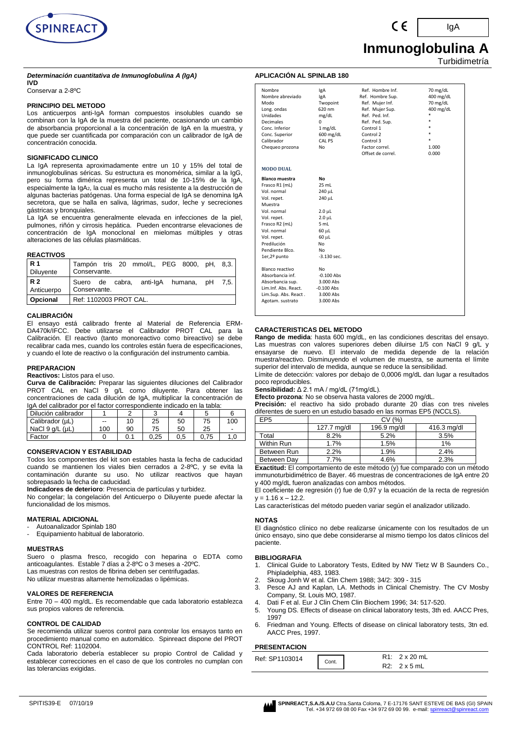IgA

# Inmunoglobulina A

Turbidimetría

***Determinación cuantitativa de Inmunoglobulina A (IgA)***

**IVD**

Conservar a 2-8ºC

### PRINCIPIO DEL METODO

Los anticuerpos anti-IgA forman compuestos insolubles cuando se combinan con la IgA de la muestra del paciente, ocasionando un cambio de absorbancia proporcional a la concentración de IgA en la muestra, y que puede ser cuantificada por comparación con un calibrador de IgA de concentración conocida.

### SIGNIFICADO CLINICO

La IgA representa aproximadamente entre un 10 y 15% del total de inmunoglobulinas séricas. Su estructura es monomérica, similar a la IgG, pero su forma dimérica representa un total de 10-15% de la IgA, especialmente la $IgA_2$, la cual es mucho más resistente a la destrucción de algunas bacterias patógenas. Una forma especial de IgA se denomina IgA secretora, que se halla en saliva, lágrimas, sudor, leche y secreciones gástricas y bronquiales.

La IgA se encuentra generalmente elevada en infecciones de la piel, pulmones, riñón y cirrosis hepática. Pueden encontrarse elevaciones de concentración de IgA monoclonal en mielomas múltiples y otras alteraciones de las células plasmáticas.

### REACTIVOS

| | |
|---|---|
| **R 1** Diluyente | Tampón tris 20 mmol/L, PEG 8000, pH, 8,3. Conservante. |
| **R 2** Anticuerpo | Suero de cabra, anti-IgA humana, pH 7,5. Conservante. |
| **Opcional** | Ref: 1102003 PROT CAL. |

### CALIBRACIÓN

El ensayo está calibrado frente al Material de Referencia ERM-DA470k/IFCC. Debe utilizarse el Calibrador PROT CAL para la Calibración. El reactivo (tanto monoreactivo como bireactivo) se debe recalibrar cada mes, cuando los controles están fuera de especificaciones, y cuando el lote de reactivo o la configuración del instrumento cambia.

### PREPARACION

**Reactivos:** Listos para el uso.

**Curva de Calibración:** Preparar las siguientes diluciones del Calibrador PROT CAL en NaCl 9 g/L como diluyente. Para obtener las concentraciones de cada dilución de IgA, multiplicar la concentración de IgA del calibrador por el factor correspondiente indicado en la tabla:

| Dilución calibrador | 1 | 2 | 3 | 4 | 5 | 6 |
|---|---|---|---|---|---|---|
| Calibrador (µL) | -- | 10 | 25 | 50 | 75 | 100 |
| NaCl 9 g/L (µL) | 100 | 90 | 75 | 50 | 25 | - |
| Factor | 0 | 0.1 | 0,25 | 0,5 | 0,75 | 1,0 |

### CONSERVACION Y ESTABILIDAD

Todos los componentes del kit son estables hasta la fecha de caducidad cuando se mantienen los viales bien cerrados a 2-8ºC, y se evita la contaminación durante su uso. No utilizar reactivos que hayan sobrepasado la fecha de caducidad.

**Indicadores de deterioro**: Presencia de partículas y turbidez.

No congelar; la congelación del Anticuerpo o Diluyente puede afectar la funcionalidad de los mismos.

### MATERIAL ADICIONAL

- Autoanalizador Spinlab 180
- Equipamiento habitual de laboratorio.

### MUESTRAS

Suero o plasma fresco, recogido con heparina o EDTA como anticoagulantes. Estable 7 días a 2-8ºC o 3 meses a -20ºC.

Las muestras con restos de fibrina deben ser centrifugadas.

No utilizar muestras altamente hemolizadas o lipémicas.

### VALORES DE REFERENCIA

Entre 70 – 400 mg/dL. Es recomendable que cada laboratorio establezca sus propios valores de referencia.

### CONTROL DE CALIDAD

Se recomienda utilizar sueros control para controlar los ensayos tanto en procedimiento manual como en automático. Spinreact dispone del PROT CONTROL Ref: 1102004.

Cada laboratorio debería establecer su propio Control de Calidad y establecer correcciones en el caso de que los controles no cumplan con las tolerancias exigidas.

### APLICACIÓN AL SPINLAB 180

| | | | |
|---|---|---|---|
| Nombre | IgA | Ref. Hombre Inf. | 70 mg/dL |
| Nombre abreviado | IgA | Ref. Hombre Sup. | 400 mg/dL |
| Modo | Twopoint | Ref. Mujer Inf. | 70 mg/dL |
| Long. ondas | 620 nm | Ref. Mujer Sup. | 400 mg/dL |
| Unidades | mg/dL | Ref. Ped. Inf. | * |
| Decimales | 0 | Ref. Ped. Sup. | * |
| Conc. Inferior | 1 mg/dL | Control 1 | * |
| Conc. Superior | 600 mg/dL | Control 2 | * |
| Calibrador | CAL PS | Control 3 | * |
| Chequeo prozona | No | Factor correl. | 1.000 |
| | | Offset de correl. | 0.000 |

**MODO DUAL**

| | |
|---|---|
| **Blanco muestra** | **No** |
| Frasco R1 (mL) | 25 mL |
| Vol. normal | 240 µL |
| Vol. repet. | 240 µL |
| Muestra | |
| Vol. normal | 2.0 µL |
| Vol. repet. | 2.0 µL |
| Frasco R2 (mL) | 5 mL |
| Vol. normal | 60 µL |
| Vol. repet. | 60 µL |
| Predilución | No |
| Pendiente Blco. | No |
| 1er,2º punto | -3.130 sec. |
| | |
| Blanco reactivo | No |
| Absorbancia inf. | -0.100 Abs |
| Absorbancia sup. | 3.000 Abs |
| Lim.Inf. Abs. React. | -0.100 Abs |
| Lim.Sup. Abs. React . | 3.000 Abs |
| Agotam. sustrato | 3.000 Abs |

### CARACTERISTICAS DEL METODO

**Rango de medida**: hasta 600 mg/dL, en las condiciones descritas del ensayo. Las muestras con valores superiores deben diluirse 1/5 con NaCl 9 g/L y ensayarse de nuevo. El intervalo de medida depende de la relación muestra/reactivo. Disminuyendo el volumen de muestra, se aumenta el límite superior del intervalo de medida, aunque se reduce la sensibilidad.

Límite de detección: valores por debajo de 0,0006 mg/dL dan lugar a resultados poco reproducibles.

**Sensibilidad:** Δ 2.1 mA / mg/dL (71mg/dL).

**Efecto prozona**: No se observa hasta valores de 2000 mg/dL.

**Precisión:** el reactivo ha sido probado durante 20 días con tres niveles diferentes de suero en un estudio basado en las normas EP5 (NCCLS).

| EP5 | CV (%) | | |
|---|---|---|---|
| | 127.7 mg/dl | 196.9 mg/dl | 416.3 mg/dl |
| Total | 8.2% | 5.2% | 3.5% |
| Within Run | 1.7% | 1.5% | 1% |
| Between Run | 2.2% | 1.9% | 2.4% |
| Between Day | 7.7% | 4.6% | 2.3% |

**Exactitud:** El comportamiento de este método (y) fue comparado con un método immunoturbidimétrico de Bayer. 46 muestras de concentraciones de IgA entre 20 y 400 mg/dL fueron analizadas con ambos métodos.

El coeficiente de regresión (r) fue de 0,97 y la ecuación de la recta de regresión $y = 1.16\,x – 12.2$.

Las características del método pueden variar según el analizador utilizado.

### NOTAS

El diagnóstico clínico no debe realizarse únicamente con los resultados de un único ensayo, sino que debe considerarse al mismo tiempo los datos clínicos del paciente.

### BIBLIOGRAFIA

1. Clinical Guide to Laboratory Tests, Edited by NW Tietz W B Saunders Co., Phipladelphia, 483, 1983.
2. Skoug Jonh W et al. Clin Chem 1988; 34/2: 309 - 315
3. Pesce AJ and Kaplan, LA. Methods in Clinical Chemistry. The CV Mosby Company, St. Louis MO, 1987.
4. Dati F et al. Eur J Clin Chem Clin Biochem 1996; 34: 517-520.
5. Young DS. Effects of disease on clinical laboratory tests, 3th ed. AACC Pres, 1997
6. Friedman and Young. Effects of disease on clinical laboratory tests, 3tn ed. AACC Pres, 1997.

### PRESENTACION

| | | |
|---|---|---|
| Ref: SP1103014 | Cont. | R1: 2 x 20 mL<br>R2: 2 x 5 mL |

SPITIS39-E 07/10/19

**SPINREACT,S.A./S.A.U** Ctra.Santa Coloma, 7 E-17176 SANT ESTEVE DE BAS (GI) SPAIN Tel. +34 972 69 08 00 Fax +34 972 69 00 99. e-mail: spinreact@spinreact.com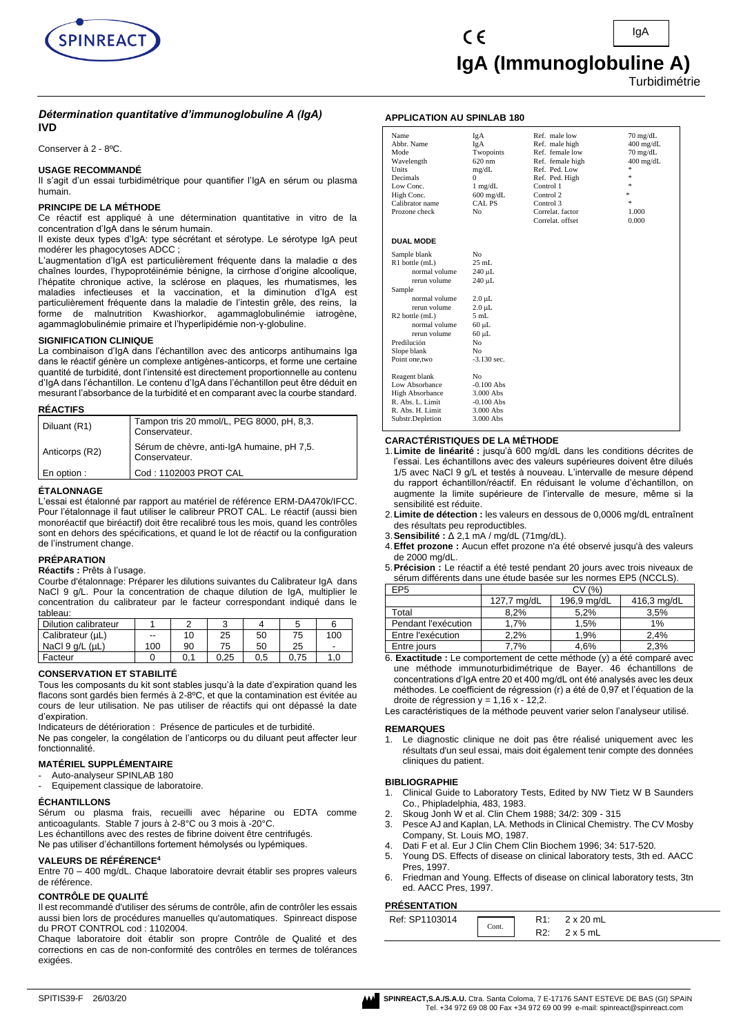# IgA (Immunoglobuline A)

Turbidimétrie

### *Détermination quantitative d'immunoglobuline A (IgA)*

**IVD**

Conserver à 2 - 8ºC.

#### USAGE RECOMMANDÉ

Il s'agit d'un essai turbidimétrique pour quantifier l'IgA en sérum ou plasma humain.

#### PRINCIPE DE LA MÉTHODE

Ce réactif est appliqué à une détermination quantitative in vitro de la concentration d'IgA dans le sérum humain.

Il existe deux types d'IgA: type sécrétant et sérotype. Le sérotype IgA peut modérer les phagocytoses ADCC ;

L'augmentation d'IgA est particulièrement fréquente dans la maladie α des chaînes lourdes, l'hypoprotéinémie bénigne, la cirrhose d'origine alcoolique, l'hépatite chronique active, la sclérose en plaques, les rhumatismes, les maladies infectieuses et la vaccination, et la diminution d'IgA est particulièrement fréquente dans la maladie de l'intestin grêle, des reins, la forme de malnutrition Kwashiorkor, agammaglobulinémie iatrogène, agammaglobulinémie primaire et l'hyperlipidémie non-γ-globuline.

#### SIGNIFICATION CLINIQUE

La combinaison d'IgA dans l'échantillon avec des anticorps antihumains Iga dans le réactif génère un complexe antigènes-anticorps, et forme une certaine quantité de turbidité, dont l'intensité est directement proportionnelle au contenu d'IgA dans l'échantillon. Le contenu d'IgA dans l'échantillon peut être déduit en mesurant l'absorbance de la turbidité et en comparant avec la courbe standard.

#### RÉACTIFS

| | |
|---|---|
| Diluant (R1) | Tampon tris 20 mmol/L, PEG 8000, pH, 8,3. Conservateur. |
| Anticorps (R2) | Sérum de chèvre, anti-IgA humaine, pH 7,5. Conservateur. |
| En option : | Cod : 1102003 PROT CAL |

#### ÉTALONNAGE

L'essai est étalonné par rapport au matériel de référence ERM-DA470k/IFCC. Pour l'étalonnage il faut utiliser le calibreur PROT CAL. Le réactif (aussi bien monoréactif que biréactif) doit être recalibré tous les mois, quand les contrôles sont en dehors des spécifications, et quand le lot de réactif ou la configuration de l'instrument change.

#### PRÉPARATION

**Réactifs :** Prêts à l'usage.

Courbe d'étalonnage: Préparer les dilutions suivantes du Calibrateur IgA dans NaCl 9 g/L. Pour la concentration de chaque dilution de IgA, multiplier le concentration du calibrateur par le facteur correspondant indiqué dans le tableau:

| Dilution calibrateur | 1 | 2 | 3 | 4 | 5 | 6 |
|---|---|---|---|---|---|---|
| Calibrateur (µL) | -- | 10 | 25 | 50 | 75 | 100 |
| NaCl 9 g/L (µL) | 100 | 90 | 75 | 50 | 25 | - |
| Facteur | 0 | 0,1 | 0,25 | 0,5 | 0,75 | 1,0 |

#### CONSERVATION ET STABILITÉ

Tous les composants du kit sont stables jusqu'à la date d'expiration quand les flacons sont gardés bien fermés à 2-8ºC, et que la contamination est évitée au cours de leur utilisation. Ne pas utiliser de réactifs qui ont dépassé la date d'expiration.

Indicateurs de détérioration : Présence de particules et de turbidité.

Ne pas congeler, la congélation de l'anticorps ou du diluant peut affecter leur fonctionnalité.

#### MATÉRIEL SUPPLÉMENTAIRE

- Auto-analyseur SPINLAB 180
- Equipement classique de laboratoire.

#### ÉCHANTILLONS

Sérum ou plasma frais, recueilli avec héparine ou EDTA comme anticoagulants. Stable 7 jours à 2-8°C ou 3 mois à -20°C.

Les échantillons avec des restes de fibrine doivent être centrifugés.

Ne pas utiliser d'échantillons fortement hémolysés ou lypémiques.

#### VALEURS DE RÉFÉRENCE[4]

Entre 70 – 400 mg/dL. Chaque laboratoire devrait établir ses propres valeurs de référence.

#### CONTRÔLE DE QUALITÉ

Il est recommandé d'utiliser des sérums de contrôle, afin de contrôler les essais aussi bien lors de procédures manuelles qu'automatiques. Spinreact dispose du PROT CONTROL cod : 1102004.

Chaque laboratoire doit établir son propre Contrôle de Qualité et des corrections en cas de non-conformité des contrôles en termes de tolérances exigées.

#### APPLICATION AU SPINLAB 180

| | | | |
|---|---|---|---|
| Name | IgA | Ref. male low | 70 mg/dL |
| Abbr. Name | IgA | Ref. male high | 400 mg/dL |
| Mode | Twopoints | Ref. female low | 70 mg/dL |
| Wavelength | 620 nm | Ref. female high | 400 mg/dL |
| Units | mg/dL | Ref. Ped. Low | * |
| Decimals | 0 | Ref. Ped. High | * |
| Low Conc. | 1 mg/dL | Control 1 | * |
| High Conc. | 600 mg/dL | Control 2 | * |
| Calibrator name | CAL PS | Control 3 | * |
| Prozone check | No | Correlat. factor | 1.000 |
| | | Correlat. offset | 0.000 |

**DUAL MODE**

| | |
|---|---|
| Sample blank | No |
| R1 bottle (mL) | 25 mL |
| normal volume | 240 µL |
| rerun volume | 240 µL |
| Sample | |
| normal volume | 2.0 µL |
| rerun volume | 2.0 µL |
| R2 bottle (mL) | 5 mL |
| normal volume | 60 µL |
| rerun volume | 60 µL |
| Predilución | No |
| Slope blank | No |
| Point one,two | -3.130 sec. |
| Reagent blank | No |
| Low Absorbance | -0.100 Abs |
| High Absorbance | 3.000 Abs |
| R. Abs. L. Limit | -0.100 Abs |
| R. Abs. H. Limit | 3.000 Abs |
| Substr.Depletion | 3.000 Abs |

#### CARACTÉRISTIQUES DE LA MÉTHODE

1. **Limite de linéarité :** jusqu'à 600 mg/dL dans les conditions décrites de l'essai. Les échantillons avec des valeurs supérieures doivent être dilués 1/5 avec NaCl 9 g/L et testés à nouveau. L'intervalle de mesure dépend du rapport échantillon/réactif. En réduisant le volume d'échantillon, on augmente la limite supérieure de l'intervalle de mesure, même si la sensibilité est réduite.
2. **Limite de détection :** les valeurs en dessous de 0,0006 mg/dL entraînent des résultats peu reproductibles.
3. **Sensibilité :** Δ 2,1 mA / mg/dL (71mg/dL).
4. **Effet prozone :** Aucun effet prozone n'a été observé jusqu'à des valeurs de 2000 mg/dL.
5. **Précision :** Le réactif a été testé pendant 20 jours avec trois niveaux de sérum différents dans une étude basée sur les normes EP5 (NCCLS).

| EP5 | CV (%) | | |
|---|---|---|---|
| | 127,7 mg/dL | 196,9 mg/dL | 416,3 mg/dL |
| Total | 8,2% | 5,2% | 3,5% |
| Pendant l'exécution | 1,7% | 1,5% | 1% |
| Entre l'exécution | 2,2% | 1,9% | 2,4% |
| Entre jours | 7,7% | 4,6% | 2,3% |

6. **Exactitude :** Le comportement de cette méthode (y) a été comparé avec une méthode immunoturbidimétrique de Bayer. 46 échantillons de concentrations d'IgA entre 20 et 400 mg/dL ont été analysés avec les deux méthodes. Le coefficient de régression (r) a été de 0,97 et l'équation de la droite de régression $y = 1,16\,x - 12,2$.

Les caractéristiques de la méthode peuvent varier selon l'analyseur utilisé.

#### REMARQUES

1. Le diagnostic clinique ne doit pas être réalisé uniquement avec les résultats d'un seul essai, mais doit également tenir compte des données cliniques du patient.

#### BIBLIOGRAPHIE

1. Clinical Guide to Laboratory Tests, Edited by NW Tietz W B Saunders Co., Phipladelphia, 483, 1983.
2. Skoug Jonh W et al. Clin Chem 1988; 34/2: 309 - 315
3. Pesce AJ and Kaplan, LA. Methods in Clinical Chemistry. The CV Mosby Company, St. Louis MO, 1987.
4. Dati F et al. Eur J Clin Chem Clin Biochem 1996; 34: 517-520.
5. Young DS. Effects of disease on clinical laboratory tests, 3th ed. AACC Pres, 1997.
6. Friedman and Young. Effects of disease on clinical laboratory tests, 3tn ed. AACC Pres, 1997.

#### PRÉSENTATION

| Ref: SP1103014 | Cont. | R1: 2 x 20 mL |
|---|---|---|
| | | R2: 2 x 5 mL |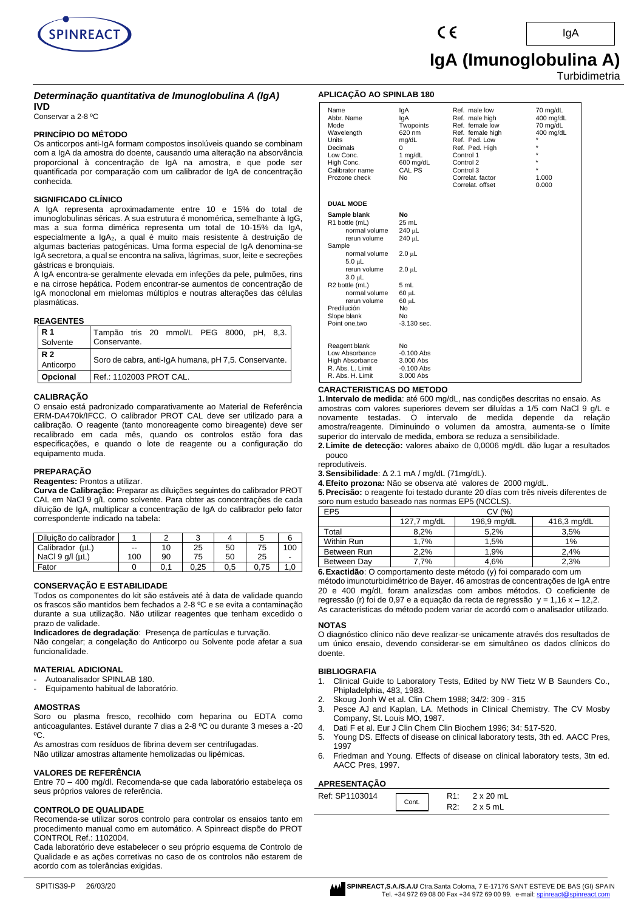IgA

# IgA (Imunoglobulina A)

Turbidimetria

### *Determinação quantitativa de Imunoglobulina A (IgA)*

**IVD**

Conservar a 2-8 ºC

#### PRINCÍPIO DO MÉTODO

Os anticorpos anti-IgA formam compostos insolúveis quando se combinam com a IgA da amostra do doente, causando uma alteração na absorvância proporcional à concentração de IgA na amostra, e que pode ser quantificada por comparação com um calibrador de IgA de concentração conhecida.

#### SIGNIFICADO CLÍNICO

A IgA representa aproximadamente entre 10 e 15% do total de imunoglobulinas séricas. A sua estrutura é monomérica, semelhante à IgG, mas a sua forma dimérica representa um total de 10-15% da IgA, especialmente a $IgA_2$, a qual é muito mais resistente à destruição de algumas bacterias patogénicas. Uma forma especial de IgA denomina-se IgA secretora, a qual se encontra na saliva, lágrimas, suor, leite e secreções gástricas e bronquiais.

A IgA encontra-se geralmente elevada em infeções da pele, pulmões, rins e na cirrose hepática. Podem encontrar-se aumentos de concentração de IgA monoclonal em mielomas múltiplos e noutras alterações das células plasmáticas.

#### REAGENTES

| | |
|---|---|
| **R 1** Solvente | Tampão tris 20 mmol/L PEG 8000, pH, 8,3. Conservante. |
| **R 2** Anticorpo | Soro de cabra, anti-IgA humana, pH 7,5. Conservante. |
| **Opcional** | Ref.: 1102003 PROT CAL. |

#### CALIBRAÇÃO

O ensaio está padronizado comparativamente ao Material de Referência ERM-DA470k/IFCC. O calibrador PROT CAL deve ser utilizado para a calibração. O reagente (tanto monoreagente como bireagente) deve ser recalibrado em cada mês, quando os controlos estão fora das especificações, e quando o lote de reagente ou a configuração do equipamento muda.

#### PREPARAÇÃO

**Reagentes:** Prontos a utilizar.

**Curva de Calibração:** Preparar as diluições seguintes do calibrador PROT CAL em NaCl 9 g/L como solvente. Para obter as concentrações de cada diluição de IgA, multiplicar a concentração de IgA do calibrador pelo fator correspondente indicado na tabela:

| Diluição do calibrador | 1 | 2 | 3 | 4 | 5 | 6 |
|---|---|---|---|---|---|---|
| Calibrador (µL) | -- | 10 | 25 | 50 | 75 | 100 |
| NaCl 9 g/l (µL) | 100 | 90 | 75 | 50 | 25 | - |
| Fator | 0 | 0,1 | 0,25 | 0,5 | 0,75 | 1,0 |

#### CONSERVAÇÃO E ESTABILIDADE

Todos os componentes do kit são estáveis até à data de validade quando os frascos são mantidos bem fechados a 2-8 ºC e se evita a contaminação durante a sua utilização. Não utilizar reagentes que tenham excedido o prazo de validade.

**Indicadores de degradação**: Presença de partículas e turvação.

Não congelar; a congelação do Anticorpo ou Solvente pode afetar a sua funcionalidade.

#### MATERIAL ADICIONAL

- Autoanalisador SPINLAB 180.
- Equipamento habitual de laboratório.

#### AMOSTRAS

Soro ou plasma fresco, recolhido com heparina ou EDTA como anticoagulantes. Estável durante 7 dias a 2-8 ºC ou durante 3 meses a -20 ºC.

As amostras com resíduos de fibrina devem ser centrifugadas.

Não utilizar amostras altamente hemolizadas ou lipémicas.

#### VALORES DE REFERÊNCIA

Entre 70 – 400 mg/dl. Recomenda-se que cada laboratório estabeleça os seus próprios valores de referência.

#### CONTROLO DE QUALIDADE

Recomenda-se utilizar soros controlo para controlar os ensaios tanto em procedimento manual como em automático. A Spinreact dispõe do PROT CONTROL Ref.: 1102004.

Cada laboratório deve estabelecer o seu próprio esquema de Controlo de Qualidade e as ações corretivas no caso de os controlos não estarem de acordo com as tolerâncias exigidas.

#### APLICAÇÃO AO SPINLAB 180

| | | | |
|---|---|---|---|
| Name | IgA | Ref. male low | 70 mg/dL |
| Abbr. Name | IgA | Ref. male high | 400 mg/dL |
| Mode | Twopoints | Ref. female low | 70 mg/dL |
| Wavelength | 620 nm | Ref. female high | 400 mg/dL |
| Units | mg/dL | Ref. Ped. Low | * |
| Decimals | 0 | Ref. Ped. High | * |
| Low Conc. | 1 mg/dL | Control 1 | * |
| High Conc. | 600 mg/dL | Control 2 | * |
| Calibrator name | CAL PS | Control 3 | * |
| Prozone check | No | Correlat. factor | 1.000 |
| | | Correlat. offset | 0.000 |

**DUAL MODE**

| | |
|---|---|
| **Sample blank** | **No** |
| R1 bottle (mL) | 25 mL |
| normal volume | 240 µL |
| rerun volume | 240 µL |
| Sample | |
| normal volume 5.0 µL | 2.0 µL |
| rerun volume 3.0 µL | 2.0 µL |
| R2 bottle (mL) | 5 mL |
| normal volume | 60 µL |
| rerun volume | 60 µL |
| Predilución | No |
| Slope blank | No |
| Point one,two | -3.130 sec. |
| | |
| Reagent blank | No |
| Low Absorbance | -0.100 Abs |
| High Absorbance | 3.000 Abs |
| R. Abs. L. Limit | -0.100 Abs |
| R. Abs. H. Limit | 3.000 Abs |

#### CARACTERISTICAS DO METODO

1. **Intervalo de medida**: até 600 mg/dL, nas condições descritas no ensaio. As amostras com valores superiores devem ser diluídas a 1/5 com NaCl 9 g/L e novamente testadas. O intervalo de medida depende da relação amostra/reagente. Diminuindo o volumen da amostra, aumenta-se o limite superior do intervalo de medida, embora se reduza a sensibilidade.
2. **Limite de detecção:** valores abaixo de 0,0006 mg/dL dão lugar a resultados pouco reprodutiveis.
3. **Sensibilidade**: Δ 2.1 mA / mg/dL (71mg/dL).
4. **Efeito prozona:** Não se observa até valores de 2000 mg/dL.
5. **Precisão:** o reagente foi testado durante 20 días com três niveis diferentes de soro num estudo baseado nas normas EP5 (NCCLS).

| EP5 | CV (%) | | |
|---|---|---|---|
| | 127,7 mg/dL | 196,9 mg/dL | 416,3 mg/dL |
| Total | 8,2% | 5,2% | 3,5% |
| Within Run | 1,7% | 1,5% | 1% |
| Between Run | 2,2% | 1,9% | 2,4% |
| Between Day | 7,7% | 4,6% | 2,3% |

6. **Exactidão**: O comportamento deste método (y) foi comparado com um método imunoturbidimétrico de Bayer. 46 amostras de concentrações de IgA entre 20 e 400 mg/dL foram analizsdas com ambos métodos. O coeficiente de regressão (r) foi de 0,97 e a equação da recta de regressão $y = 1{,}16\ x - 12{,}2$.

As características do método podem variar de acordó com o analisador utilizado.

#### NOTAS

O diagnóstico clínico não deve realizar-se unicamente através dos resultados de um único ensaio, devendo considerar-se em simultâneo os dados clínicos do doente.

#### BIBLIOGRAFIA

1. Clinical Guide to Laboratory Tests, Edited by NW Tietz W B Saunders Co., Phipladelphia, 483, 1983.
2. Skoug Jonh W et al. Clin Chem 1988; 34/2: 309 - 315
3. Pesce AJ and Kaplan, LA. Methods in Clinical Chemistry. The CV Mosby Company, St. Louis MO, 1987.
4. Dati F et al. Eur J Clin Chem Clin Biochem 1996; 34: 517-520.
5. Young DS. Effects of disease on clinical laboratory tests, 3th ed. AACC Pres, 1997
6. Friedman and Young. Effects of disease on clinical laboratory tests, 3tn ed. AACC Pres, 1997.

#### APRESENTAÇÃO

| | | |
|---|---|---|
| Ref: SP1103014 | Cont. | R1: 2 x 20 mL<br>R2: 2 x 5 mL |

SPITIS39-P 26/03/20

**SPINREACT,S.A./S.A.U** Ctra.Santa Coloma, 7 E-17176 SANT ESTEVE DE BAS (GI) SPAIN Tel. +34 972 69 08 00 Fax +34 972 69 00 99. e-mail: spinreact@spinreact.com